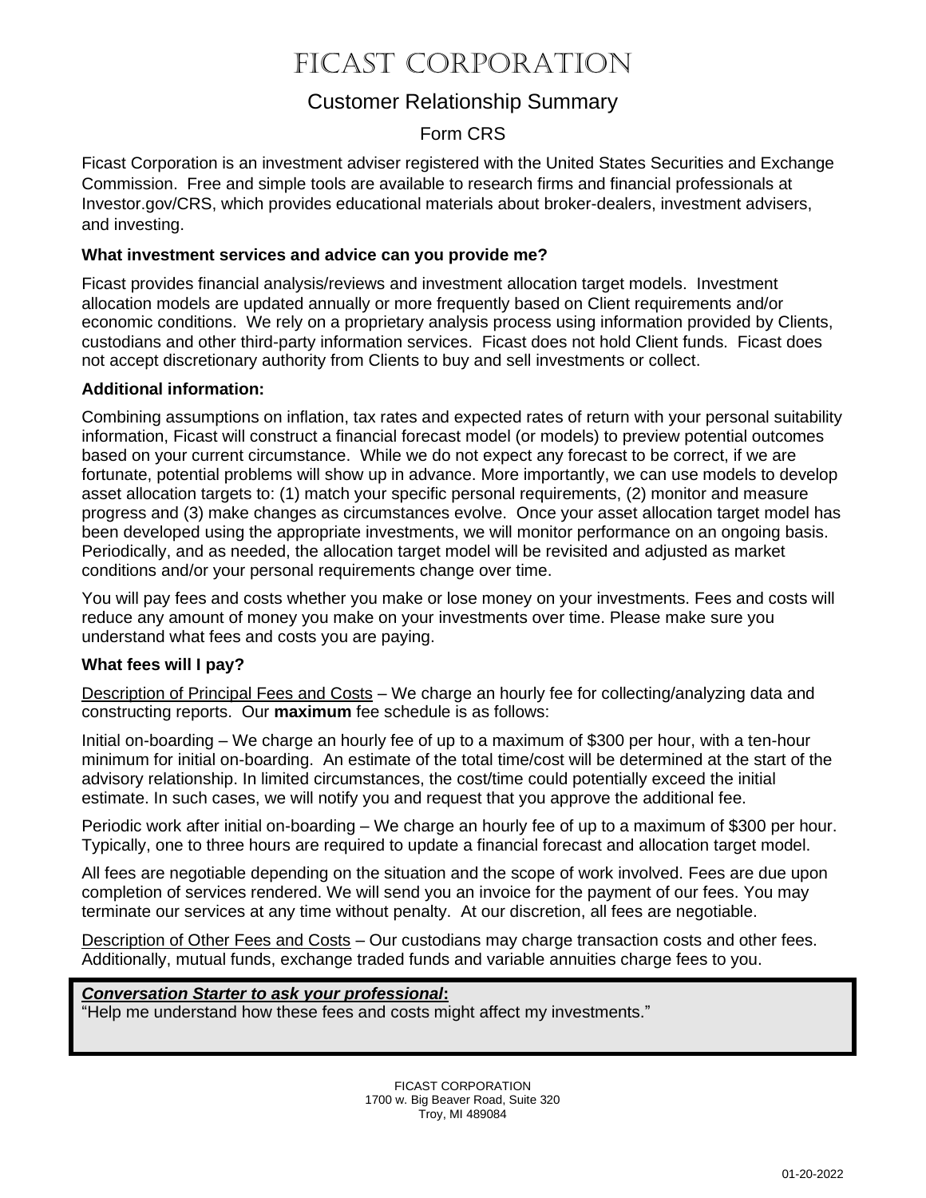# FICAST CORPORATION

## Customer Relationship Summary

## Form CRS

Ficast Corporation is an investment adviser registered with the United States Securities and Exchange Commission. Free and simple tools are available to research firms and financial professionals at Investor.gov/CRS, which provides educational materials about broker-dealers, investment advisers, and investing.

### What investment services and advice can you provide me?

Ficast provides financial analysis/reviews and investment allocation target models. Investment allocation models are updated annually or more frequently based on Client requirements and/or economic conditions. We rely on a proprietary analysis process using information provided by Clients, custodians and other third-party information services. Ficast does not hold Client funds. Ficast does not accept discretionary authority from Clients to buy and sell investments or collect.

### Additional information:

Combining assumptions on inflation, tax rates and expected rates of return with your personal suitability information, Ficast will construct a financial forecast model (or models) to preview potential outcomes based on your current circumstance. While we do not expect any forecast to be correct, if we are fortunate, potential problems will show up in advance. More importantly, we can use models to develop asset allocation targets to: (1) match your specific personal requirements, (2) monitor and measure progress and (3) make changes as circumstances evolve. Once your asset allocation target model has been developed using the appropriate investments, we will monitor performance on an ongoing basis. Periodically, and as needed, the allocation target model will be revisited and adjusted as market conditions and/or your personal requirements change over time.

You will pay fees and costs whether you make or lose money on your investments. Fees and costs will reduce any amount of money you make on your investments over time. Please make sure you understand what fees and costs you are paying.

### What fees will I pay?

Description of Principal Fees and Costs – We charge an hourly fee for collecting/analyzing data and constructing reports. Our **maximum** fee schedule is as follows:

Initial on-boarding – We charge an hourly fee of up to a maximum of $300 per hour, with a ten-hour minimum for initial on-boarding. An estimate of the total time/cost will be determined at the start of the advisory relationship. In limited circumstances, the cost/time could potentially exceed the initial estimate. In such cases, we will notify you and request that you approve the additional fee.

Periodic work after initial on-boarding – We charge an hourly fee of up to a maximum of $300 per hour. Typically, one to three hours are required to update a financial forecast and allocation target model.

All fees are negotiable depending on the situation and the scope of work involved. Fees are due upon completion of services rendered. We will send you an invoice for the payment of our fees. You may terminate our services at any time without penalty. At our discretion, all fees are negotiable.

Description of Other Fees and Costs – Our custodians may charge transaction costs and other fees. Additionally, mutual funds, exchange traded funds and variable annuities charge fees to you.

***Conversation Starter to ask your professional*:**
"Help me understand how these fees and costs might affect my investments."

FICAST CORPORATION
1700 w. Big Beaver Road, Suite 320
Troy, MI 489084

01-20-2022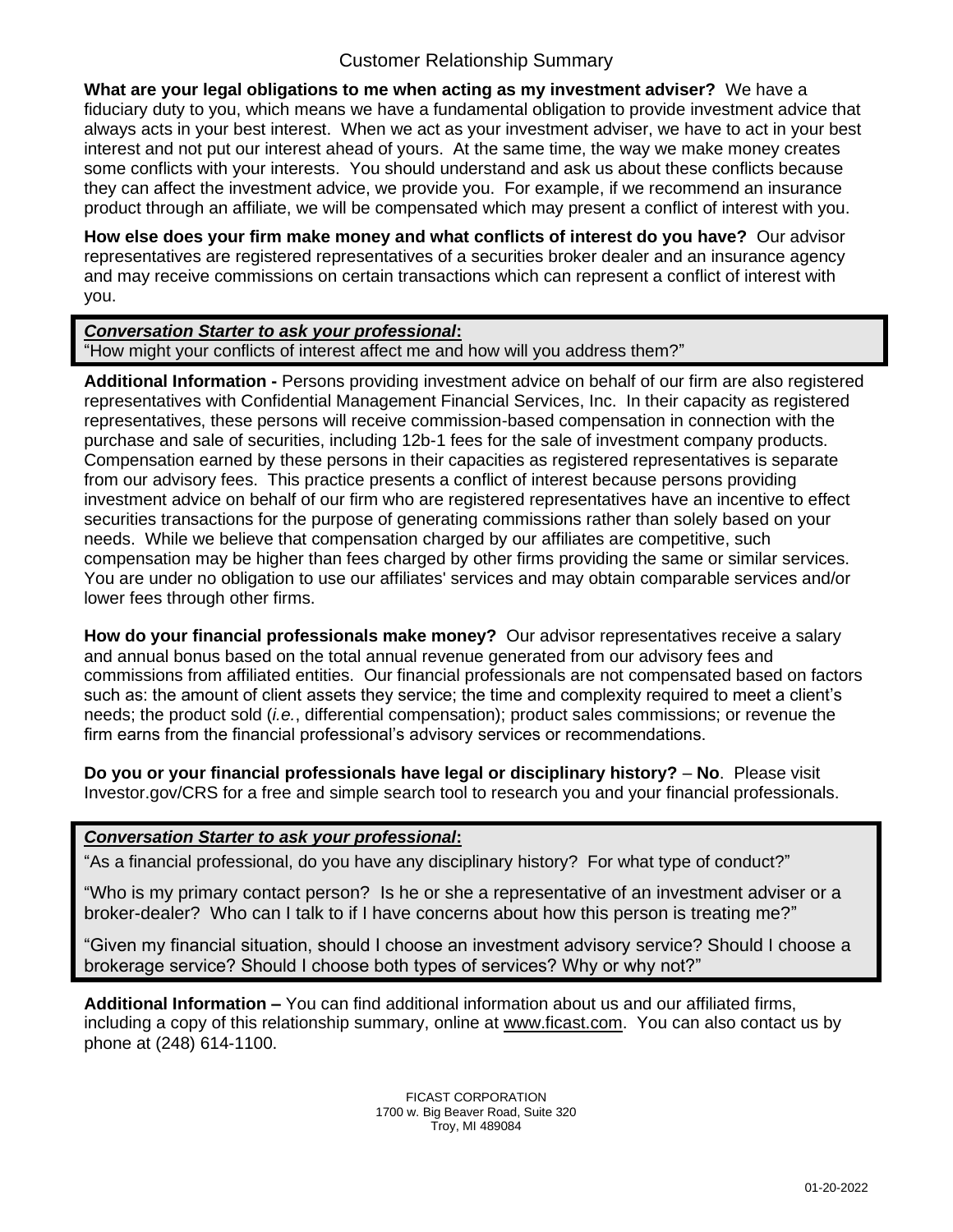## Customer Relationship Summary

**What are your legal obligations to me when acting as my investment adviser?** We have a fiduciary duty to you, which means we have a fundamental obligation to provide investment advice that always acts in your best interest. When we act as your investment adviser, we have to act in your best interest and not put our interest ahead of yours. At the same time, the way we make money creates some conflicts with your interests. You should understand and ask us about these conflicts because they can affect the investment advice, we provide you. For example, if we recommend an insurance product through an affiliate, we will be compensated which may present a conflict of interest with you.

**How else does your firm make money and what conflicts of interest do you have?** Our advisor representatives are registered representatives of a securities broker dealer and an insurance agency and may receive commissions on certain transactions which can represent a conflict of interest with you.

> ***Conversation Starter to ask your professional*:**
> "How might your conflicts of interest affect me and how will you address them?"

**Additional Information -** Persons providing investment advice on behalf of our firm are also registered representatives with Confidential Management Financial Services, Inc. In their capacity as registered representatives, these persons will receive commission-based compensation in connection with the purchase and sale of securities, including 12b-1 fees for the sale of investment company products. Compensation earned by these persons in their capacities as registered representatives is separate from our advisory fees. This practice presents a conflict of interest because persons providing investment advice on behalf of our firm who are registered representatives have an incentive to effect securities transactions for the purpose of generating commissions rather than solely based on your needs. While we believe that compensation charged by our affiliates are competitive, such compensation may be higher than fees charged by other firms providing the same or similar services. You are under no obligation to use our affiliates' services and may obtain comparable services and/or lower fees through other firms.

**How do your financial professionals make money?** Our advisor representatives receive a salary and annual bonus based on the total annual revenue generated from our advisory fees and commissions from affiliated entities. Our financial professionals are not compensated based on factors such as: the amount of client assets they service; the time and complexity required to meet a client's needs; the product sold (*i.e.*, differential compensation); product sales commissions; or revenue the firm earns from the financial professional's advisory services or recommendations.

**Do you or your financial professionals have legal or disciplinary history?** – **No**. Please visit Investor.gov/CRS for a free and simple search tool to research you and your financial professionals.

> ***Conversation Starter to ask your professional*:**
>
> "As a financial professional, do you have any disciplinary history? For what type of conduct?"
>
> "Who is my primary contact person? Is he or she a representative of an investment adviser or a broker-dealer? Who can I talk to if I have concerns about how this person is treating me?"
>
> "Given my financial situation, should I choose an investment advisory service? Should I choose a brokerage service? Should I choose both types of services? Why or why not?"

**Additional Information –** You can find additional information about us and our affiliated firms, including a copy of this relationship summary, online at www.ficast.com. You can also contact us by phone at (248) 614-1100.

FICAST CORPORATION
1700 w. Big Beaver Road, Suite 320
Troy, MI 489084

01-20-2022